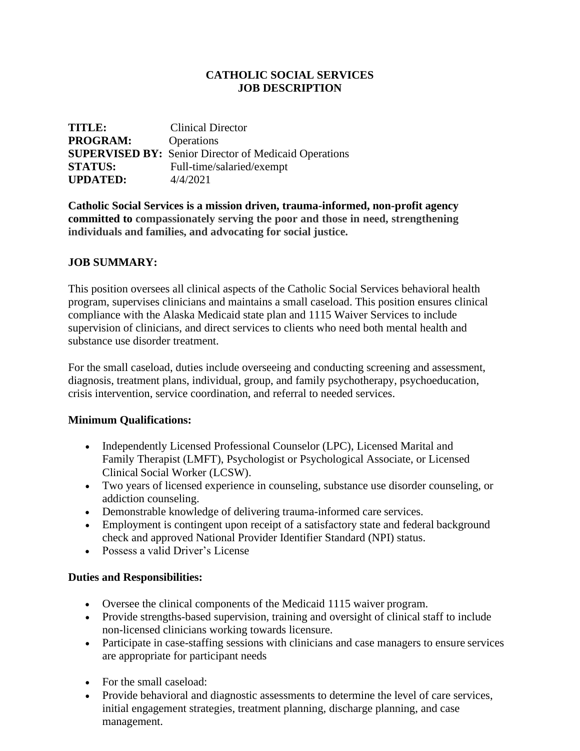# CATHOLIC SOCIAL SERVICES
# JOB DESCRIPTION

**TITLE:** Clinical Director
**PROGRAM:** Operations
**SUPERVISED BY:** Senior Director of Medicaid Operations
**STATUS:** Full-time/salaried/exempt
**UPDATED:** 4/4/2021

**Catholic Social Services is a mission driven, trauma-informed, non-profit agency committed to compassionately serving the poor and those in need, strengthening individuals and families, and advocating for social justice.**

## JOB SUMMARY:

This position oversees all clinical aspects of the Catholic Social Services behavioral health program, supervises clinicians and maintains a small caseload. This position ensures clinical compliance with the Alaska Medicaid state plan and 1115 Waiver Services to include supervision of clinicians, and direct services to clients who need both mental health and substance use disorder treatment.

For the small caseload, duties include overseeing and conducting screening and assessment, diagnosis, treatment plans, individual, group, and family psychotherapy, psychoeducation, crisis intervention, service coordination, and referral to needed services.

### Minimum Qualifications:

- Independently Licensed Professional Counselor (LPC), Licensed Marital and Family Therapist (LMFT), Psychologist or Psychological Associate, or Licensed Clinical Social Worker (LCSW).
- Two years of licensed experience in counseling, substance use disorder counseling, or addiction counseling.
- Demonstrable knowledge of delivering trauma-informed care services.
- Employment is contingent upon receipt of a satisfactory state and federal background check and approved National Provider Identifier Standard (NPI) status.
- Possess a valid Driver's License

### Duties and Responsibilities:

- Oversee the clinical components of the Medicaid 1115 waiver program.
- Provide strengths-based supervision, training and oversight of clinical staff to include non-licensed clinicians working towards licensure.
- Participate in case-staffing sessions with clinicians and case managers to ensure services are appropriate for participant needs

- For the small caseload:
- Provide behavioral and diagnostic assessments to determine the level of care services, initial engagement strategies, treatment planning, discharge planning, and case management.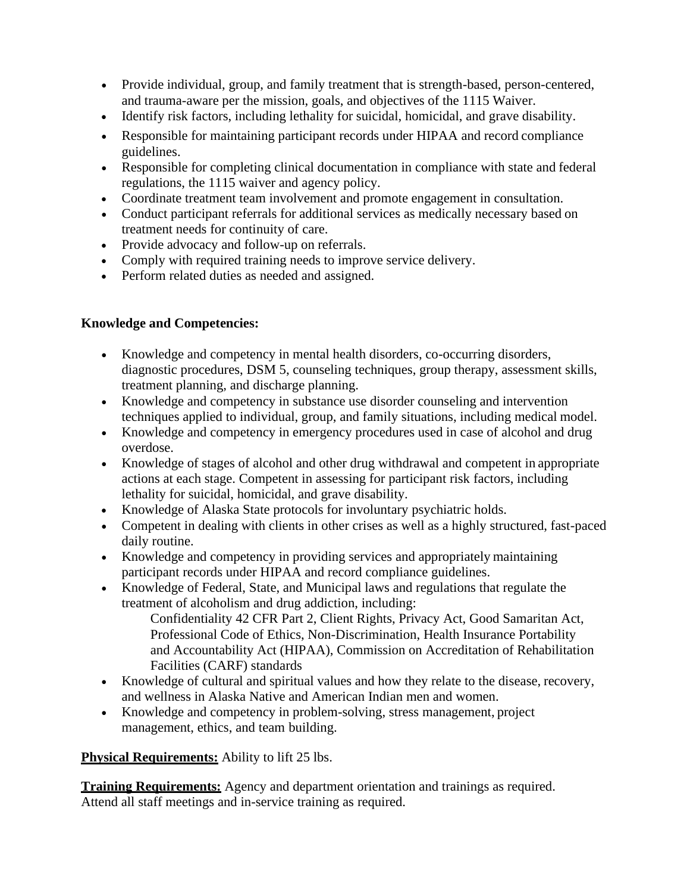- Provide individual, group, and family treatment that is strength-based, person-centered, and trauma-aware per the mission, goals, and objectives of the 1115 Waiver.
- Identify risk factors, including lethality for suicidal, homicidal, and grave disability.
- Responsible for maintaining participant records under HIPAA and record compliance guidelines.
- Responsible for completing clinical documentation in compliance with state and federal regulations, the 1115 waiver and agency policy.
- Coordinate treatment team involvement and promote engagement in consultation.
- Conduct participant referrals for additional services as medically necessary based on treatment needs for continuity of care.
- Provide advocacy and follow-up on referrals.
- Comply with required training needs to improve service delivery.
- Perform related duties as needed and assigned.

**Knowledge and Competencies:**

- Knowledge and competency in mental health disorders, co-occurring disorders, diagnostic procedures, DSM 5, counseling techniques, group therapy, assessment skills, treatment planning, and discharge planning.
- Knowledge and competency in substance use disorder counseling and intervention techniques applied to individual, group, and family situations, including medical model.
- Knowledge and competency in emergency procedures used in case of alcohol and drug overdose.
- Knowledge of stages of alcohol and other drug withdrawal and competent in appropriate actions at each stage. Competent in assessing for participant risk factors, including lethality for suicidal, homicidal, and grave disability.
- Knowledge of Alaska State protocols for involuntary psychiatric holds.
- Competent in dealing with clients in other crises as well as a highly structured, fast-paced daily routine.
- Knowledge and competency in providing services and appropriately maintaining participant records under HIPAA and record compliance guidelines.
- Knowledge of Federal, State, and Municipal laws and regulations that regulate the treatment of alcoholism and drug addiction, including:

  Confidentiality 42 CFR Part 2, Client Rights, Privacy Act, Good Samaritan Act, Professional Code of Ethics, Non-Discrimination, Health Insurance Portability and Accountability Act (HIPAA), Commission on Accreditation of Rehabilitation Facilities (CARF) standards
- Knowledge of cultural and spiritual values and how they relate to the disease, recovery, and wellness in Alaska Native and American Indian men and women.
- Knowledge and competency in problem-solving, stress management, project management, ethics, and team building.

**Physical Requirements:** Ability to lift 25 lbs.

**Training Requirements:** Agency and department orientation and trainings as required. Attend all staff meetings and in-service training as required.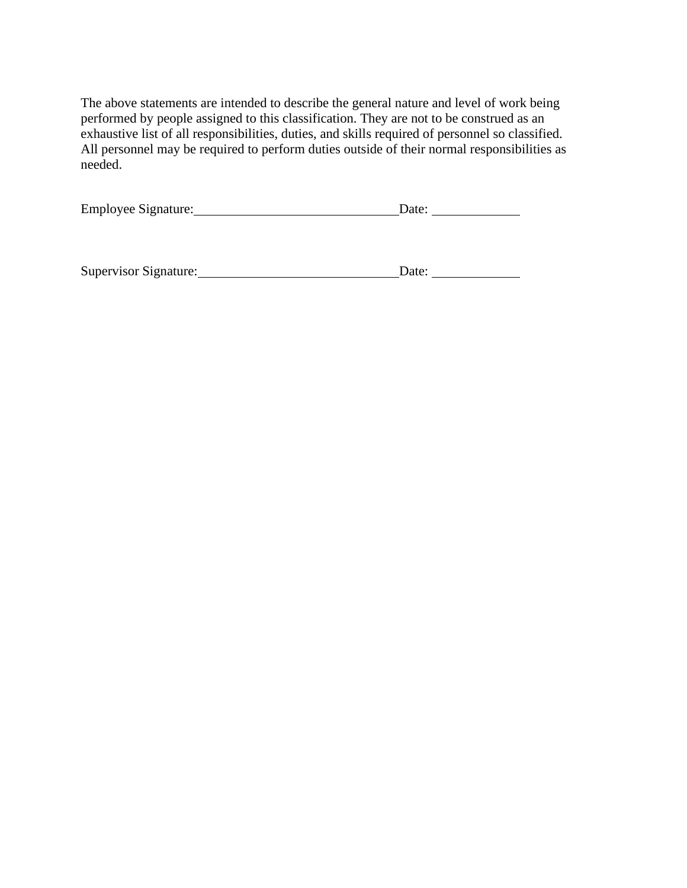The above statements are intended to describe the general nature and level of work being performed by people assigned to this classification. They are not to be construed as an exhaustive list of all responsibilities, duties, and skills required of personnel so classified. All personnel may be required to perform duties outside of their normal responsibilities as needed.

Employee Signature:______________________________Date: ____________

Supervisor Signature:______________________________Date: ____________